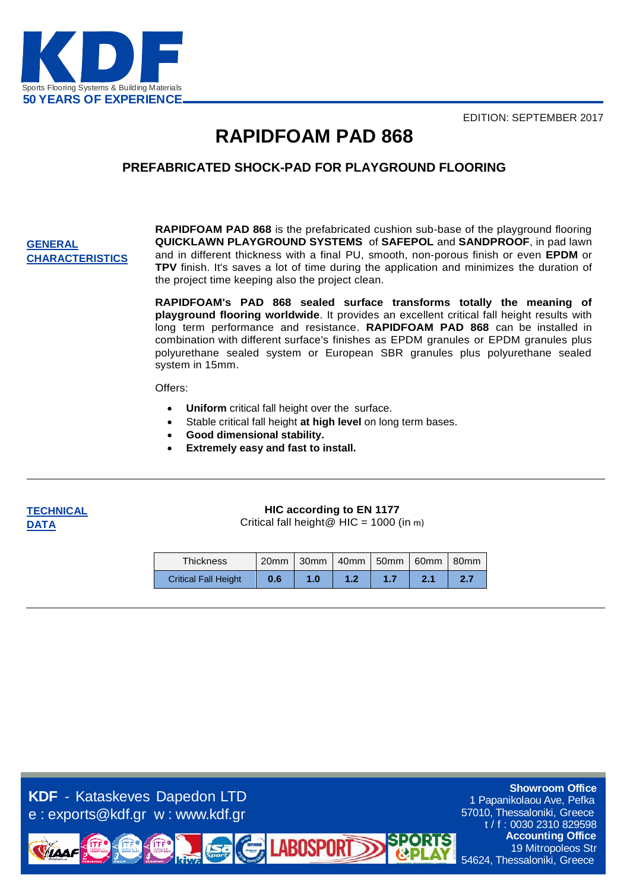KDF
Sports Flooring Systems & Building Materials
**50 YEARS OF EXPERIENCE**

EDITION: SEPTEMBER 2017

# RAPIDFOAM PAD 868

## PREFABRICATED SHOCK-PAD FOR PLAYGROUND FLOORING

### GENERAL CHARACTERISTICS

**RAPIDFOAM PAD 868** is the prefabricated cushion sub-base of the playground flooring **QUICKLAWN PLAYGROUND SYSTEMS** of **SAFEPOL** and **SANDPROOF**, in pad lawn and in different thickness with a final PU, smooth, non-porous finish or even **EPDM** or **TPV** finish. It's saves a lot of time during the application and minimizes the duration of the project time keeping also the project clean.

**RAPIDFOAM's PAD 868 sealed surface transforms totally the meaning of playground flooring worldwide**. It provides an excellent critical fall height results with long term performance and resistance. **RAPIDFOAM PAD 868** can be installed in combination with different surface's finishes as EPDM granules or EPDM granules plus polyurethane sealed system or European SBR granules plus polyurethane sealed system in 15mm.

Offers:

- **Uniform** critical fall height over the surface.
- Stable critical fall height **at high level** on long term bases.
- **Good dimensional stability.**
- **Extremely easy and fast to install.**

### TECHNICAL DATA

**HIC according to EN 1177**
Critical fall height@ HIC = 1000 (in m)

| Thickness | 20mm | 30mm | 40mm | 50mm | 60mm | 80mm |
|---|---|---|---|---|---|---|
| Critical Fall Height | **0.6** | **1.0** | **1.2** | **1.7** | **2.1** | **2.7** |

**KDF** - Kataskeves Dapedon LTD
e : exports@kdf.gr w : www.kdf.gr

**Showroom Office**
1 Papanikolaou Ave, Pefka
57010, Thessaloniki, Greece
t / f : 0030 2310 829598
**Accounting Office**
19 Mitropoleos Str
54624, Thessaloniki, Greece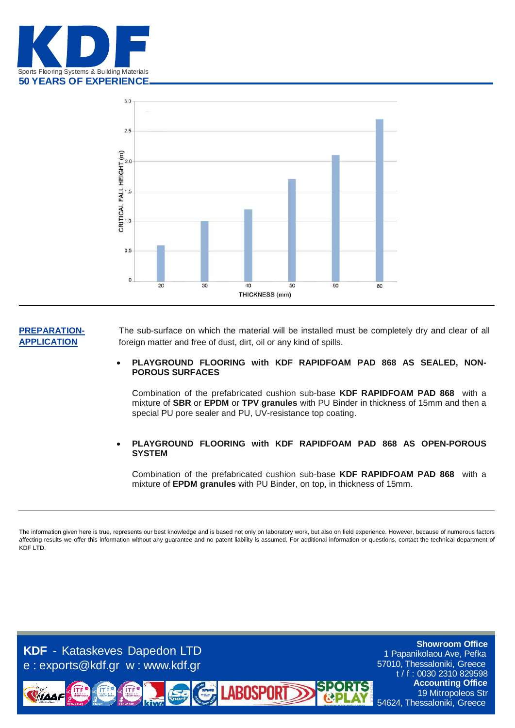| THICKNESS (mm) | CRITICAL FALL HEIGHT (m) |
| --- | --- |
| 20 | 0.6 |
| 30 | 1.0 |
| 40 | 1.2 |
| 50 | 1.7 |
| 60 | 2.1 |
| 80 | 2.7 |

**PREPARATION-APPLICATION**

The sub-surface on which the material will be installed must be completely dry and clear of all foreign matter and free of dust, dirt, oil or any kind of spills.

- **PLAYGROUND FLOORING with KDF RAPIDFOAM PAD 868 AS SEALED, NON-POROUS SURFACES**

  Combination of the prefabricated cushion sub-base **KDF RAPIDFOAM PAD 868** with a mixture of **SBR** or **EPDM** or **TPV granules** with PU Binder in thickness of 15mm and then a special PU pore sealer and PU, UV-resistance top coating.

- **PLAYGROUND FLOORING with KDF RAPIDFOAM PAD 868 AS OPEN-POROUS SYSTEM**

  Combination of the prefabricated cushion sub-base **KDF RAPIDFOAM PAD 868** with a mixture of **EPDM granules** with PU Binder, on top, in thickness of 15mm.

The information given here is true, represents our best knowledge and is based not only on laboratory work, but also on field experience. However, because of numerous factors affecting results we offer this information without any guarantee and no patent liability is assumed. For additional information or questions, contact the technical department of KDF LTD.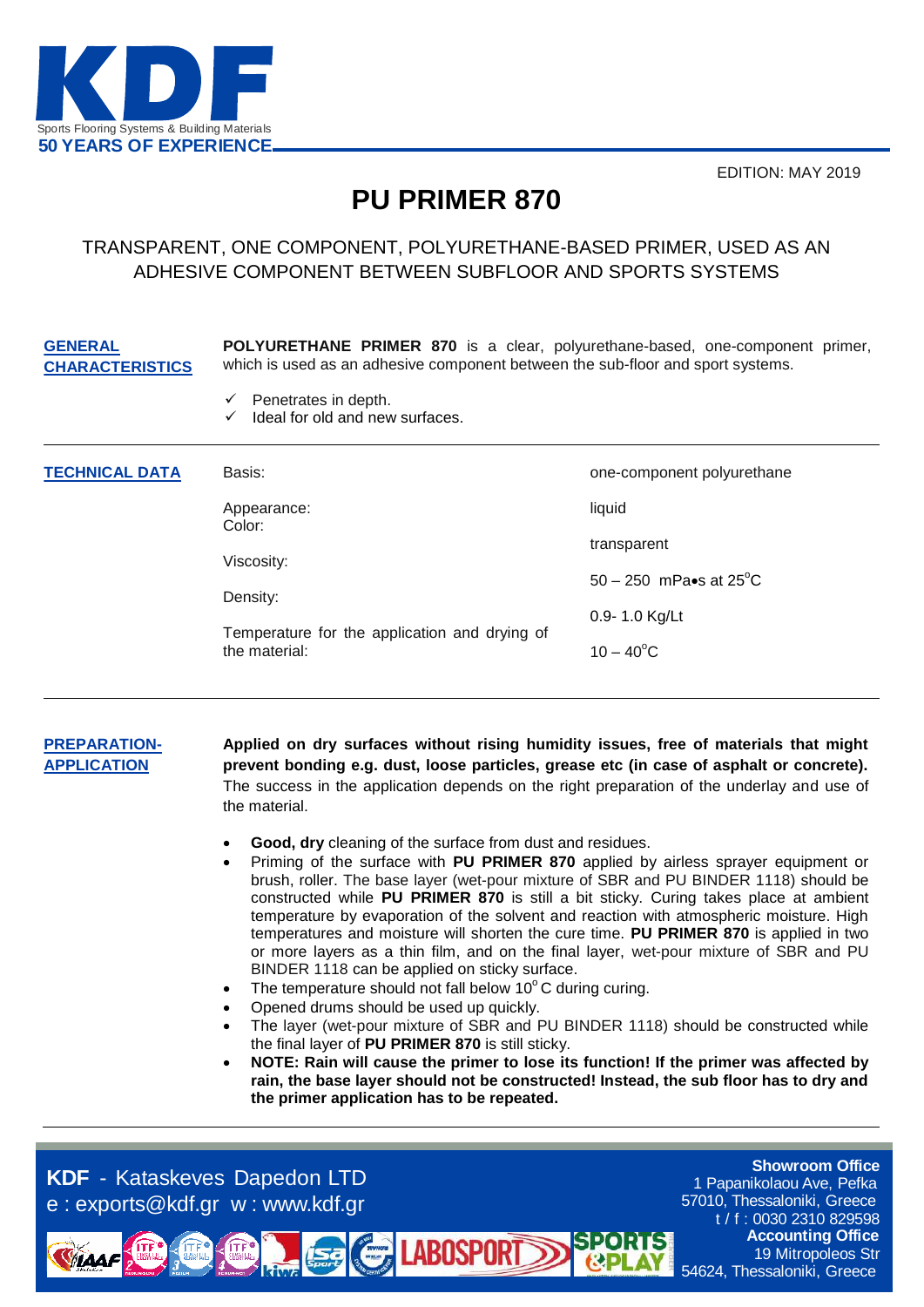KDF

Sports Flooring Systems & Building Materials

50 YEARS OF EXPERIENCE

EDITION: MAY 2019

# PU PRIMER 870

TRANSPARENT, ONE COMPONENT, POLYURETHANE-BASED PRIMER, USED AS AN ADHESIVE COMPONENT BETWEEN SUBFLOOR AND SPORTS SYSTEMS

## GENERAL CHARACTERISTICS

**POLYURETHANE PRIMER 870** is a clear, polyurethane-based, one-component primer, which is used as an adhesive component between the sub-floor and sport systems.

- ✓ Penetrates in depth.
- ✓ Ideal for old and new surfaces.

## TECHNICAL DATA

| | |
|---|---|
| Basis: | one-component polyurethane |
| Appearance: | liquid |
| Color: | transparent |
| Viscosity: | 50 – 250 mPa•s at 25$^{o}$C |
| Density: | 0.9- 1.0 Kg/Lt |
| Temperature for the application and drying of the material: | 10 – 40$^{o}$C |

## PREPARATION-APPLICATION

**Applied on dry surfaces without rising humidity issues, free of materials that might prevent bonding e.g. dust, loose particles, grease etc (in case of asphalt or concrete).** The success in the application depends on the right preparation of the underlay and use of the material.

- **Good, dry** cleaning of the surface from dust and residues.
- Priming of the surface with **PU PRIMER 870** applied by airless sprayer equipment or brush, roller. The base layer (wet-pour mixture of SBR and PU BINDER 1118) should be constructed while **PU PRIMER 870** is still a bit sticky. Curing takes place at ambient temperature by evaporation of the solvent and reaction with atmospheric moisture. High temperatures and moisture will shorten the cure time. **PU PRIMER 870** is applied in two or more layers as a thin film, and on the final layer, wet-pour mixture of SBR and PU BINDER 1118 can be applied on sticky surface.
- The temperature should not fall below 10$^{o}$ C during curing.
- Opened drums should be used up quickly.
- The layer (wet-pour mixture of SBR and PU BINDER 1118) should be constructed while the final layer of **PU PRIMER 870** is still sticky.
- **NOTE: Rain will cause the primer to lose its function! If the primer was affected by rain, the base layer should not be constructed! Instead, the sub floor has to dry and the primer application has to be repeated.**

**KDF** - Kataskeves Dapedon LTD
e : exports@kdf.gr w : www.kdf.gr

**Showroom Office**
1 Papanikolaou Ave, Pefka
57010, Thessaloniki, Greece
t / f : 0030 2310 829598

**Accounting Office**
19 Mitropoleos Str
54624, Thessaloniki, Greece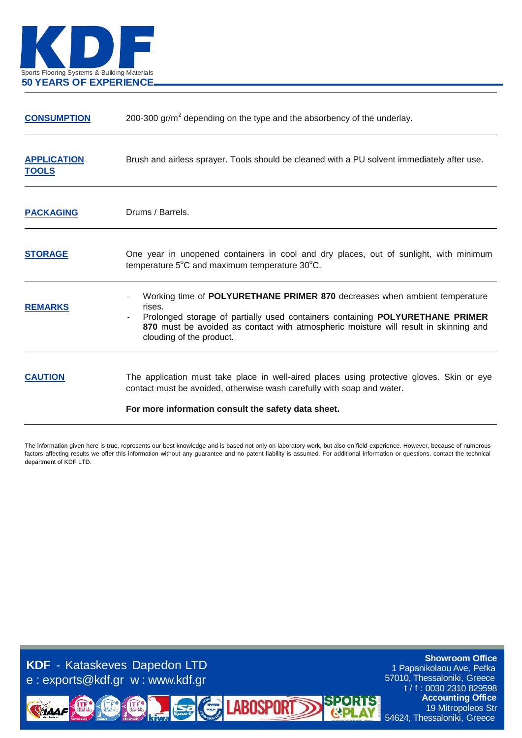| | |
|---|---|
| **CONSUMPTION** | 200-300 gr/m$^2$ depending on the type and the absorbency of the underlay. |
| **APPLICATION TOOLS** | Brush and airless sprayer. Tools should be cleaned with a PU solvent immediately after use. |
| **PACKAGING** | Drums / Barrels. |
| **STORAGE** | One year in unopened containers in cool and dry places, out of sunlight, with minimum temperature 5°C and maximum temperature 30°C. |
| **REMARKS** | - Working time of **POLYURETHANE PRIMER 870** decreases when ambient temperature rises.<br>- Prolonged storage of partially used containers containing **POLYURETHANE PRIMER 870** must be avoided as contact with atmospheric moisture will result in skinning and clouding of the product. |
| **CAUTION** | The application must take place in well-aired places using protective gloves. Skin or eye contact must be avoided, otherwise wash carefully with soap and water.<br><br>**For more information consult the safety data sheet.** |

The information given here is true, represents our best knowledge and is based not only on laboratory work, but also on field experience. However, because of numerous factors affecting results we offer this information without any guarantee and no patent liability is assumed. For additional information or questions, contact the technical department of KDF LTD.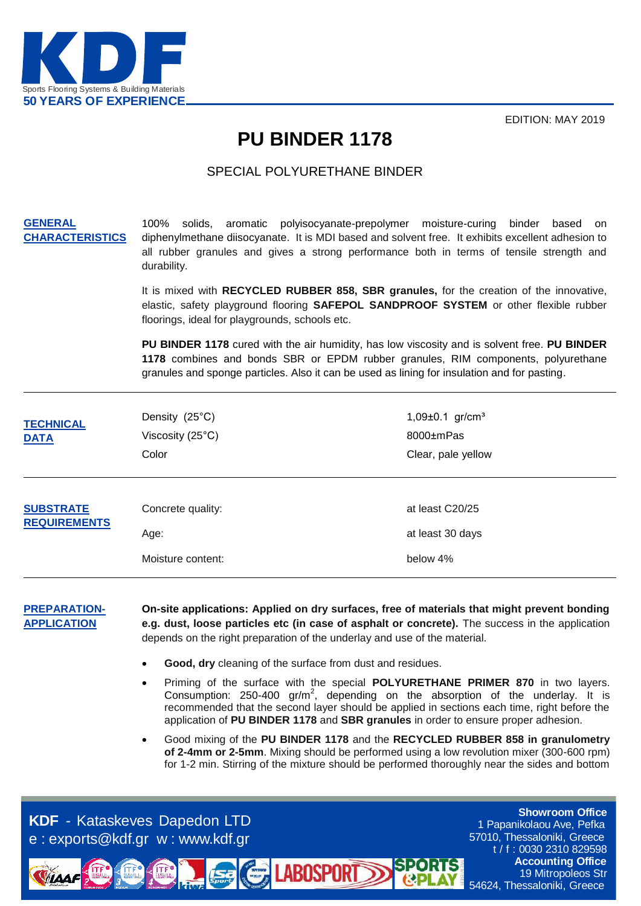EDITION: MAY 2019

# PU BINDER 1178

## SPECIAL POLYURETHANE BINDER

**GENERAL CHARACTERISTICS**

100% solids, aromatic polyisocyanate-prepolymer moisture-curing binder based on diphenylmethane diisocyanate. It is MDI based and solvent free. It exhibits excellent adhesion to all rubber granules and gives a strong performance both in terms of tensile strength and durability.

It is mixed with **RECYCLED RUBBER 858, SBR granules,** for the creation of the innovative, elastic, safety playground flooring **SAFEPOL SANDPROOF SYSTEM** or other flexible rubber floorings, ideal for playgrounds, schools etc.

**PU BINDER 1178** cured with the air humidity, has low viscosity and is solvent free. **PU BINDER 1178** combines and bonds SBR or EPDM rubber granules, RIM components, polyurethane granules and sponge particles. Also it can be used as lining for insulation and for pasting.

**TECHNICAL DATA**

| | |
|---|---|
| Density (25°C) | 1,09±0.1 gr/cm³ |
| Viscosity (25°C) | 8000±mPas |
| Color | Clear, pale yellow |

**SUBSTRATE REQUIREMENTS**

| | |
|---|---|
| Concrete quality: | at least C20/25 |
| Age: | at least 30 days |
| Moisture content: | below 4% |

**PREPARATION-APPLICATION**

**On-site applications: Applied on dry surfaces, free of materials that might prevent bonding e.g. dust, loose particles etc (in case of asphalt or concrete).** The success in the application depends on the right preparation of the underlay and use of the material.

- **Good, dry** cleaning of the surface from dust and residues.
- Priming of the surface with the special **POLYURETHANE PRIMER 870** in two layers. Consumption: 250-400 gr/m$^2$, depending on the absorption of the underlay. It is recommended that the second layer should be applied in sections each time, right before the application of **PU BINDER 1178** and **SBR granules** in order to ensure proper adhesion.
- Good mixing of the **PU BINDER 1178** and the **RECYCLED RUBBER 858 in granulometry of 2-4mm or 2-5mm**. Mixing should be performed using a low revolution mixer (300-600 rpm) for 1-2 min. Stirring of the mixture should be performed thoroughly near the sides and bottom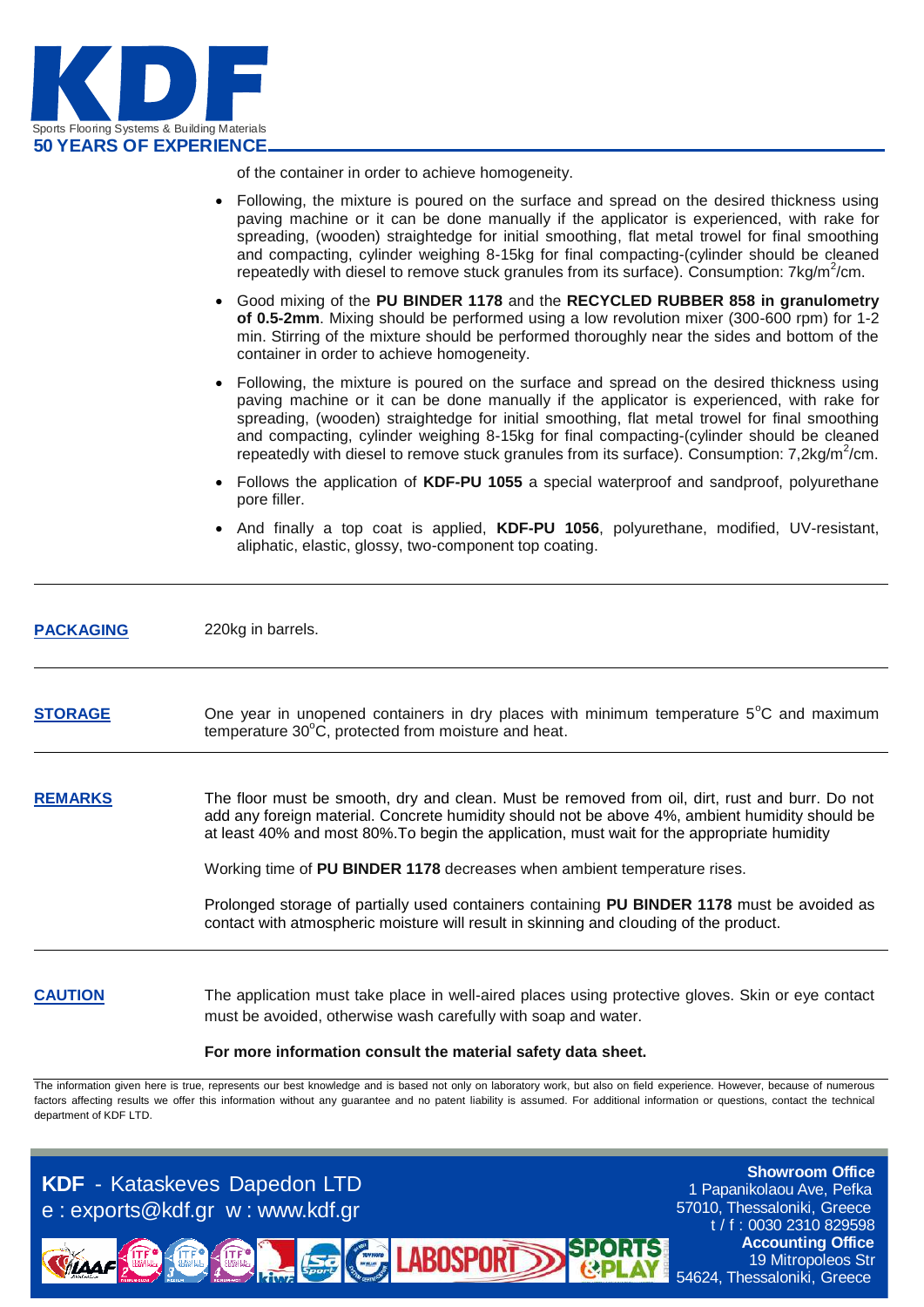of the container in order to achieve homogeneity.

- Following, the mixture is poured on the surface and spread on the desired thickness using paving machine or it can be done manually if the applicator is experienced, with rake for spreading, (wooden) straightedge for initial smoothing, flat metal trowel for final smoothing and compacting, cylinder weighing 8-15kg for final compacting-(cylinder should be cleaned repeatedly with diesel to remove stuck granules from its surface). Consumption: 7kg/m$^2$/cm.
- Good mixing of the **PU BINDER 1178** and the **RECYCLED RUBBER 858 in granulometry of 0.5-2mm**. Mixing should be performed using a low revolution mixer (300-600 rpm) for 1-2 min. Stirring of the mixture should be performed thoroughly near the sides and bottom of the container in order to achieve homogeneity.
- Following, the mixture is poured on the surface and spread on the desired thickness using paving machine or it can be done manually if the applicator is experienced, with rake for spreading, (wooden) straightedge for initial smoothing, flat metal trowel for final smoothing and compacting, cylinder weighing 8-15kg for final compacting-(cylinder should be cleaned repeatedly with diesel to remove stuck granules from its surface). Consumption: 7,2kg/m$^2$/cm.
- Follows the application of **KDF-PU 1055** a special waterproof and sandproof, polyurethane pore filler.
- And finally a top coat is applied, **KDF-PU 1056**, polyurethane, modified, UV-resistant, aliphatic, elastic, glossy, two-component top coating.

**PACKAGING**

220kg in barrels.

**STORAGE**

One year in unopened containers in dry places with minimum temperature 5$^o$C and maximum temperature 30$^o$C, protected from moisture and heat.

**REMARKS**

The floor must be smooth, dry and clean. Must be removed from oil, dirt, rust and burr. Do not add any foreign material. Concrete humidity should not be above 4%, ambient humidity should be at least 40% and most 80%.To begin the application, must wait for the appropriate humidity

Working time of **PU BINDER 1178** decreases when ambient temperature rises.

Prolonged storage of partially used containers containing **PU BINDER 1178** must be avoided as contact with atmospheric moisture will result in skinning and clouding of the product.

**CAUTION**

The application must take place in well-aired places using protective gloves. Skin or eye contact must be avoided, otherwise wash carefully with soap and water.

**For more information consult the material safety data sheet.**

The information given here is true, represents our best knowledge and is based not only on laboratory work, but also on field experience. However, because of numerous factors affecting results we offer this information without any guarantee and no patent liability is assumed. For additional information or questions, contact the technical department of KDF LTD.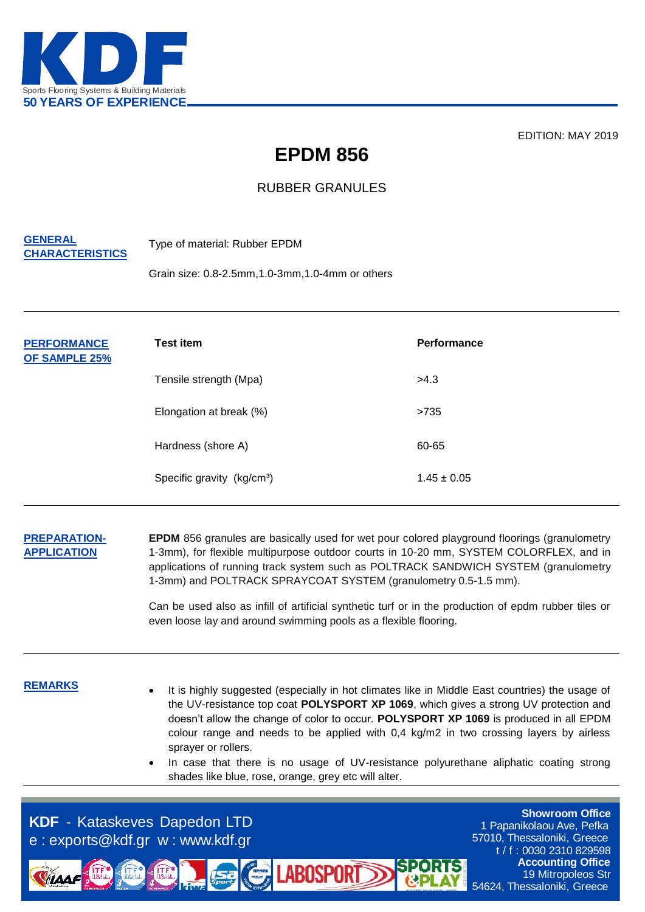EDITION: MAY 2019

# EPDM 856

## RUBBER GRANULES

**GENERAL CHARACTERISTICS**

Type of material: Rubber EPDM

Grain size: 0.8-2.5mm,1.0-3mm,1.0-4mm or others

**PERFORMANCE OF SAMPLE 25%**

| Test item | Performance |
|---|---|
| Tensile strength (Mpa) | >4.3 |
| Elongation at break (%) | >735 |
| Hardness (shore A) | 60-65 |
| Specific gravity (kg/cm³) | 1.45 ± 0.05 |

**PREPARATION-APPLICATION**

**EPDM** 856 granules are basically used for wet pour colored playground floorings (granulometry 1-3mm), for flexible multipurpose outdoor courts in 10-20 mm, SYSTEM COLORFLEX, and in applications of running track system such as POLTRACK SANDWICH SYSTEM (granulometry 1-3mm) and POLTRACK SPRAYCOAT SYSTEM (granulometry 0.5-1.5 mm).

Can be used also as infill of artificial synthetic turf or in the production of epdm rubber tiles or even loose lay and around swimming pools as a flexible flooring.

**REMARKS**

- It is highly suggested (especially in hot climates like in Middle East countries) the usage of the UV-resistance top coat **POLYSPORT XP 1069**, which gives a strong UV protection and doesn't allow the change of color to occur. **POLYSPORT XP 1069** is produced in all EPDM colour range and needs to be applied with 0,4 kg/m2 in two crossing layers by airless sprayer or rollers.
- In case that there is no usage of UV-resistance polyurethane aliphatic coating strong shades like blue, rose, orange, grey etc will alter.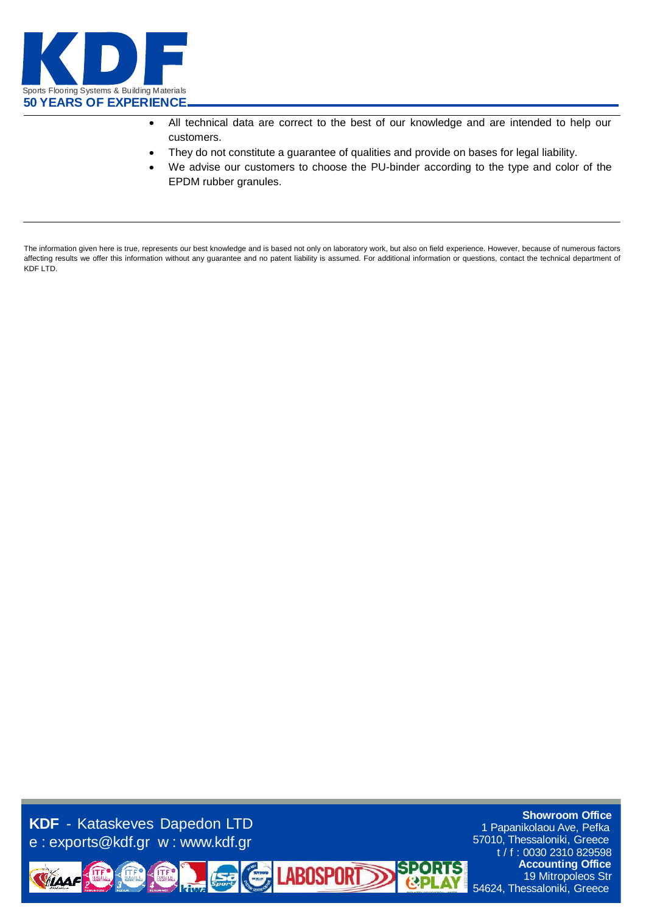- All technical data are correct to the best of our knowledge and are intended to help our customers.
- They do not constitute a guarantee of qualities and provide on bases for legal liability.
- We advise our customers to choose the PU-binder according to the type and color of the EPDM rubber granules.

---

The information given here is true, represents our best knowledge and is based not only on laboratory work, but also on field experience. However, because of numerous factors affecting results we offer this information without any guarantee and no patent liability is assumed. For additional information or questions, contact the technical department of KDF LTD.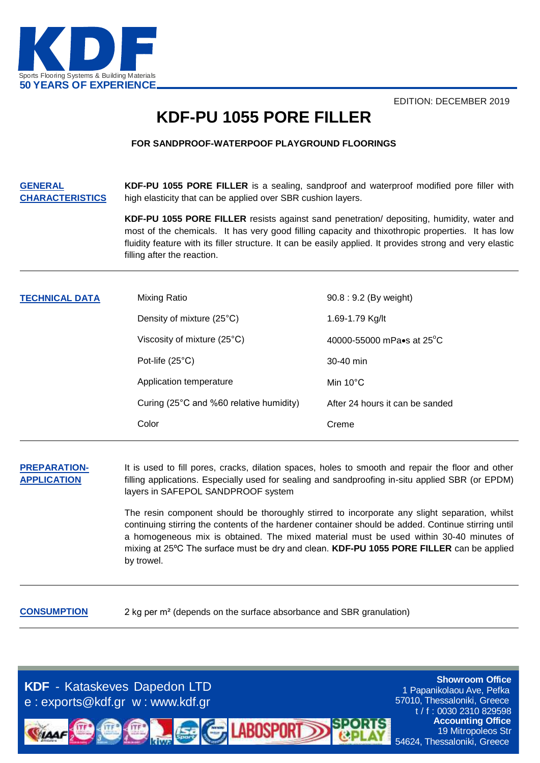KDF

Sports Flooring Systems & Building Materials

50 YEARS OF EXPERIENCE

EDITION: DECEMBER 2019

# KDF-PU 1055 PORE FILLER

**FOR SANDPROOF-WATERPOOF PLAYGROUND FLOORINGS**

## GENERAL CHARACTERISTICS

**KDF-PU 1055 PORE FILLER** is a sealing, sandproof and waterproof modified pore filler with high elasticity that can be applied over SBR cushion layers.

**KDF-PU 1055 PORE FILLER** resists against sand penetration/ depositing, humidity, water and most of the chemicals. It has very good filling capacity and thixothropic properties. It has low fluidity feature with its filler structure. It can be easily applied. It provides strong and very elastic filling after the reaction.

## TECHNICAL DATA

| | |
|---|---|
| Mixing Ratio | 90.8 : 9.2 (By weight) |
| Density of mixture (25°C) | 1.69-1.79 Kg/lt |
| Viscosity of mixture (25°C) | 40000-55000 mPa•s at 25°C |
| Pot-life (25°C) | 30-40 min |
| Application temperature | Min 10°C |
| Curing (25°C and %60 relative humidity) | After 24 hours it can be sanded |
| Color | Creme |

## PREPARATION-APPLICATION

It is used to fill pores, cracks, dilation spaces, holes to smooth and repair the floor and other filling applications. Especially used for sealing and sandproofing in-situ applied SBR (or EPDM) layers in SAFEPOL SANDPROOF system

The resin component should be thoroughly stirred to incorporate any slight separation, whilst continuing stirring the contents of the hardener container should be added. Continue stirring until a homogeneous mix is obtained. The mixed material must be used within 30-40 minutes of mixing at 25ºC The surface must be dry and clean. **KDF-PU 1055 PORE FILLER** can be applied by trowel.

## CONSUMPTION

2 kg per m² (depends on the surface absorbance and SBR granulation)

**KDF** - Kataskeves Dapedon LTD
e : exports@kdf.gr w : www.kdf.gr

**Showroom Office**
1 Papanikolaou Ave, Pefka
57010, Thessaloniki, Greece
t / f : 0030 2310 829598
**Accounting Office**
19 Mitropoleos Str
54624, Thessaloniki, Greece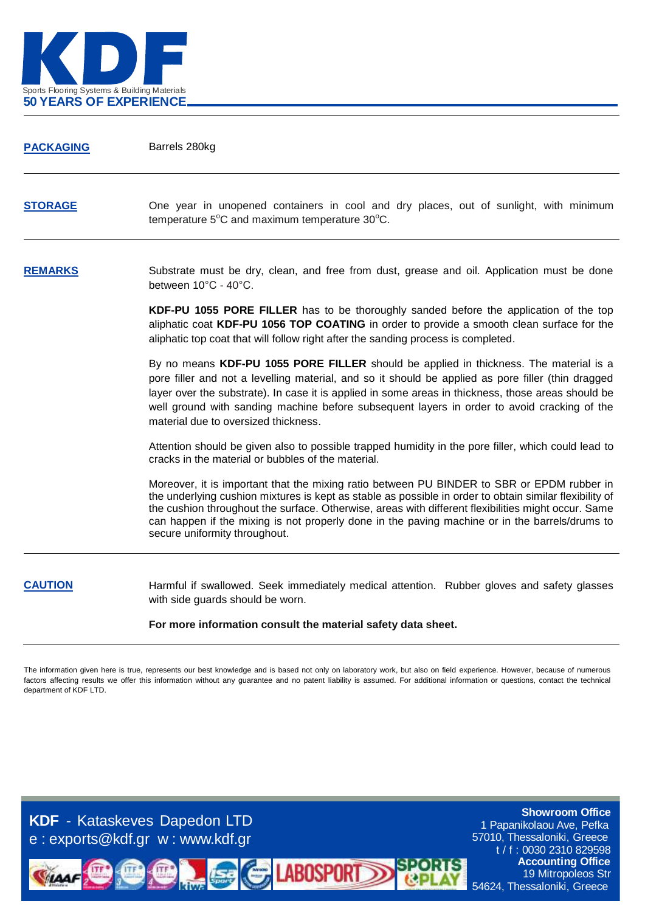**PACKAGING**

Barrels 280kg

---

**STORAGE**

One year in unopened containers in cool and dry places, out of sunlight, with minimum temperature 5°C and maximum temperature 30°C.

---

**REMARKS**

Substrate must be dry, clean, and free from dust, grease and oil. Application must be done between 10°C - 40°C.

**KDF-PU 1055 PORE FILLER** has to be thoroughly sanded before the application of the top aliphatic coat **KDF-PU 1056 TOP COATING** in order to provide a smooth clean surface for the aliphatic top coat that will follow right after the sanding process is completed.

By no means **KDF-PU 1055 PORE FILLER** should be applied in thickness. The material is a pore filler and not a levelling material, and so it should be applied as pore filler (thin dragged layer over the substrate). In case it is applied in some areas in thickness, those areas should be well ground with sanding machine before subsequent layers in order to avoid cracking of the material due to oversized thickness.

Attention should be given also to possible trapped humidity in the pore filler, which could lead to cracks in the material or bubbles of the material.

Moreover, it is important that the mixing ratio between PU BINDER to SBR or EPDM rubber in the underlying cushion mixtures is kept as stable as possible in order to obtain similar flexibility of the cushion throughout the surface. Otherwise, areas with different flexibilities might occur. Same can happen if the mixing is not properly done in the paving machine or in the barrels/drums to secure uniformity throughout.

---

**CAUTION**

Harmful if swallowed. Seek immediately medical attention. Rubber gloves and safety glasses with side guards should be worn.

**For more information consult the material safety data sheet.**

---

The information given here is true, represents our best knowledge and is based not only on laboratory work, but also on field experience. However, because of numerous factors affecting results we offer this information without any guarantee and no patent liability is assumed. For additional information or questions, contact the technical department of KDF LTD.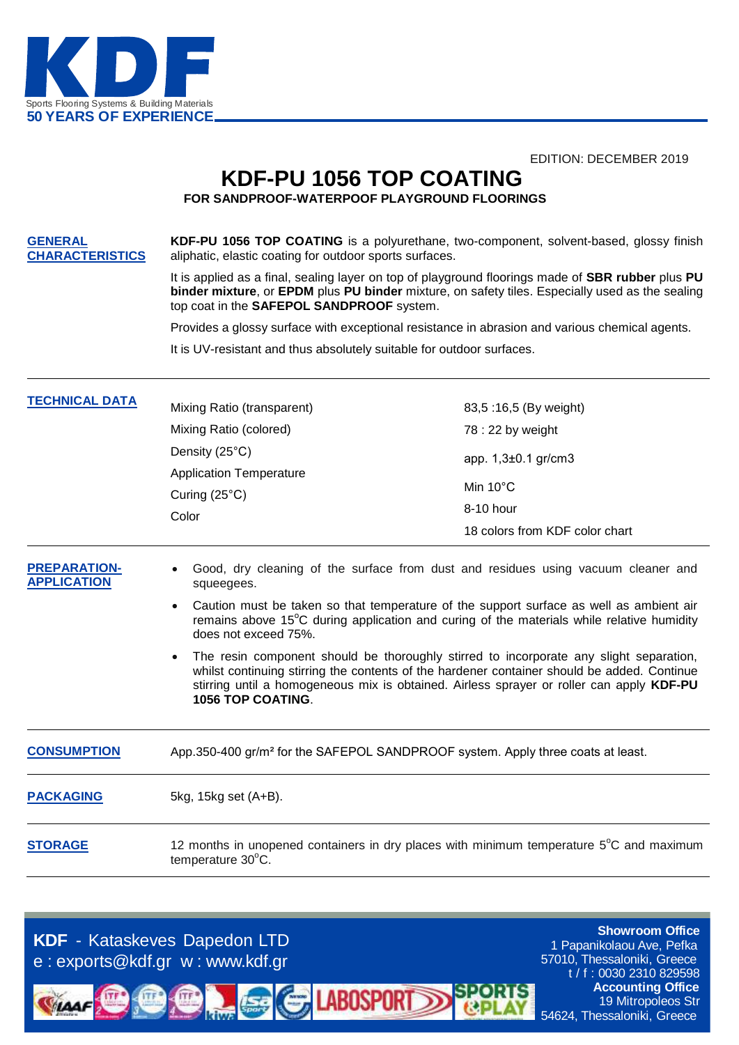# KDF

Sports Flooring Systems & Building Materials

**50 YEARS OF EXPERIENCE**

EDITION: DECEMBER 2019

# KDF-PU 1056 TOP COATING

**FOR SANDPROOF-WATERPOOF PLAYGROUND FLOORINGS**

## GENERAL CHARACTERISTICS

**KDF-PU 1056 TOP COATING** is a polyurethane, two-component, solvent-based, glossy finish aliphatic, elastic coating for outdoor sports surfaces.

It is applied as a final, sealing layer on top of playground floorings made of **SBR rubber** plus **PU binder mixture**, or **EPDM** plus **PU binder** mixture, on safety tiles. Especially used as the sealing top coat in the **SAFEPOL SANDPROOF** system.

Provides a glossy surface with exceptional resistance in abrasion and various chemical agents.

It is UV-resistant and thus absolutely suitable for outdoor surfaces.

## TECHNICAL DATA

| | |
|---|---|
| Mixing Ratio (transparent) | 83,5 :16,5 (By weight) |
| Mixing Ratio (colored) | 78 : 22 by weight |
| Density (25°C) | app. 1,3±0.1 gr/cm3 |
| Application Temperature | Min 10°C |
| Curing (25°C) | 8-10 hour |
| Color | 18 colors from KDF color chart |

## PREPARATION-APPLICATION

- Good, dry cleaning of the surface from dust and residues using vacuum cleaner and squeegees.
- Caution must be taken so that temperature of the support surface as well as ambient air remains above 15°C during application and curing of the materials while relative humidity does not exceed 75%.
- The resin component should be thoroughly stirred to incorporate any slight separation, whilst continuing stirring the contents of the hardener container should be added. Continue stirring until a homogeneous mix is obtained. Airless sprayer or roller can apply **KDF-PU 1056 TOP COATING**.

## CONSUMPTION

App.350-400 gr/m² for the SAFEPOL SANDPROOF system. Apply three coats at least.

## PACKAGING

5kg, 15kg set (A+B).

## STORAGE

12 months in unopened containers in dry places with minimum temperature 5°C and maximum temperature 30°C.

**KDF** - Kataskeves Dapedon LTD
e : exports@kdf.gr w : www.kdf.gr

**Showroom Office**
1 Papanikolaou Ave, Pefka
57010, Thessaloniki, Greece
t / f : 0030 2310 829598

**Accounting Office**
19 Mitropoleos Str
54624, Thessaloniki, Greece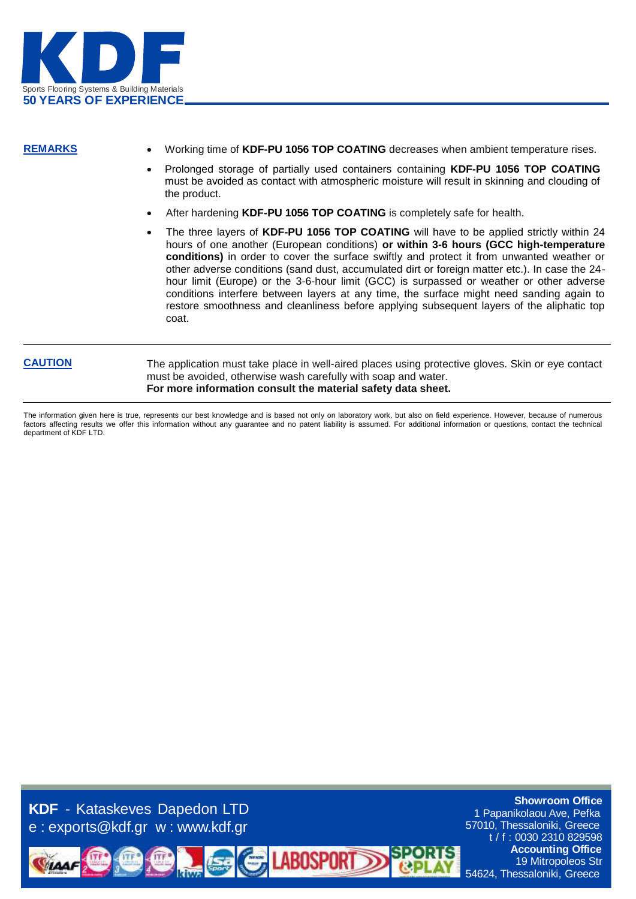**REMARKS**

- Working time of **KDF-PU 1056 TOP COATING** decreases when ambient temperature rises.
- Prolonged storage of partially used containers containing **KDF-PU 1056 TOP COATING** must be avoided as contact with atmospheric moisture will result in skinning and clouding of the product.
- After hardening **KDF-PU 1056 TOP COATING** is completely safe for health.
- The three layers of **KDF-PU 1056 TOP COATING** will have to be applied strictly within 24 hours of one another (European conditions) **or within 3-6 hours (GCC high-temperature conditions)** in order to cover the surface swiftly and protect it from unwanted weather or other adverse conditions (sand dust, accumulated dirt or foreign matter etc.). In case the 24-hour limit (Europe) or the 3-6-hour limit (GCC) is surpassed or weather or other adverse conditions interfere between layers at any time, the surface might need sanding again to restore smoothness and cleanliness before applying subsequent layers of the aliphatic top coat.

---

**CAUTION**

The application must take place in well-aired places using protective gloves. Skin or eye contact must be avoided, otherwise wash carefully with soap and water.
**For more information consult the material safety data sheet.**

---

The information given here is true, represents our best knowledge and is based not only on laboratory work, but also on field experience. However, because of numerous factors affecting results we offer this information without any guarantee and no patent liability is assumed. For additional information or questions, contact the technical department of KDF LTD.